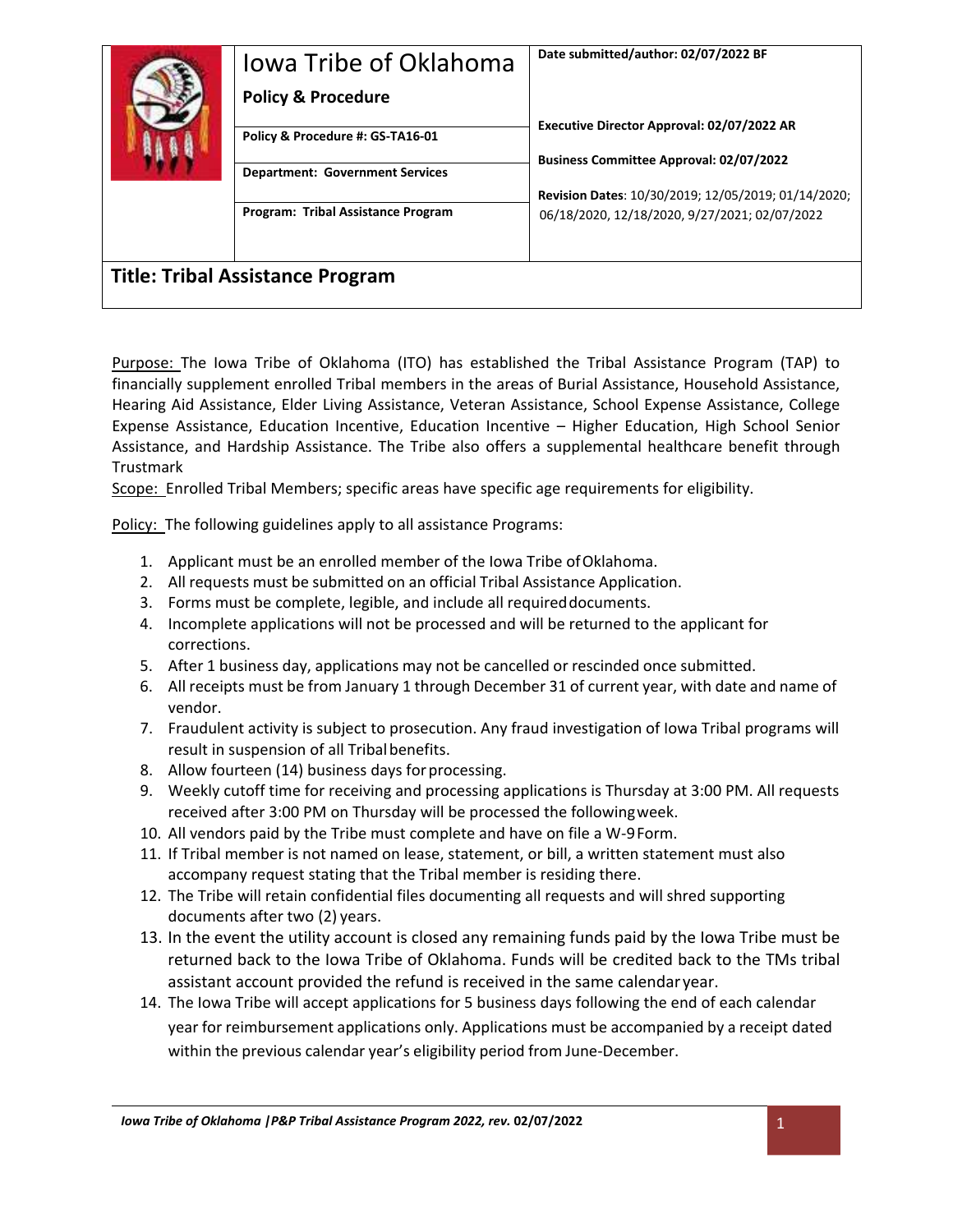| Iowa Tribe of Oklahoma<br>**Policy & Procedure** | **Date submitted/author: 02/07/2022 BF** |
|---|---|
| **Policy & Procedure #: GS-TA16-01** | **Executive Director Approval: 02/07/2022 AR** |
| **Department: Government Services** | **Business Committee Approval: 02/07/2022** |
| **Program: Tribal Assistance Program** | **Revision Dates**: 10/30/2019; 12/05/2019; 01/14/2020; 06/18/2020, 12/18/2020, 9/27/2021; 02/07/2022 |

## Title: Tribal Assistance Program

Purpose: The Iowa Tribe of Oklahoma (ITO) has established the Tribal Assistance Program (TAP) to financially supplement enrolled Tribal members in the areas of Burial Assistance, Household Assistance, Hearing Aid Assistance, Elder Living Assistance, Veteran Assistance, School Expense Assistance, College Expense Assistance, Education Incentive, Education Incentive – Higher Education, High School Senior Assistance, and Hardship Assistance. The Tribe also offers a supplemental healthcare benefit through Trustmark

Scope: Enrolled Tribal Members; specific areas have specific age requirements for eligibility.

Policy: The following guidelines apply to all assistance Programs:

1. Applicant must be an enrolled member of the Iowa Tribe of Oklahoma.
2. All requests must be submitted on an official Tribal Assistance Application.
3. Forms must be complete, legible, and include all required documents.
4. Incomplete applications will not be processed and will be returned to the applicant for corrections.
5. After 1 business day, applications may not be cancelled or rescinded once submitted.
6. All receipts must be from January 1 through December 31 of current year, with date and name of vendor.
7. Fraudulent activity is subject to prosecution. Any fraud investigation of Iowa Tribal programs will result in suspension of all Tribal benefits.
8. Allow fourteen (14) business days for processing.
9. Weekly cutoff time for receiving and processing applications is Thursday at 3:00 PM. All requests received after 3:00 PM on Thursday will be processed the following week.
10. All vendors paid by the Tribe must complete and have on file a W-9 Form.
11. If Tribal member is not named on lease, statement, or bill, a written statement must also accompany request stating that the Tribal member is residing there.
12. The Tribe will retain confidential files documenting all requests and will shred supporting documents after two (2) years.
13. In the event the utility account is closed any remaining funds paid by the Iowa Tribe must be returned back to the Iowa Tribe of Oklahoma. Funds will be credited back to the TMs tribal assistant account provided the refund is received in the same calendar year.
14. The Iowa Tribe will accept applications for 5 business days following the end of each calendar year for reimbursement applications only. Applications must be accompanied by a receipt dated within the previous calendar year's eligibility period from June-December.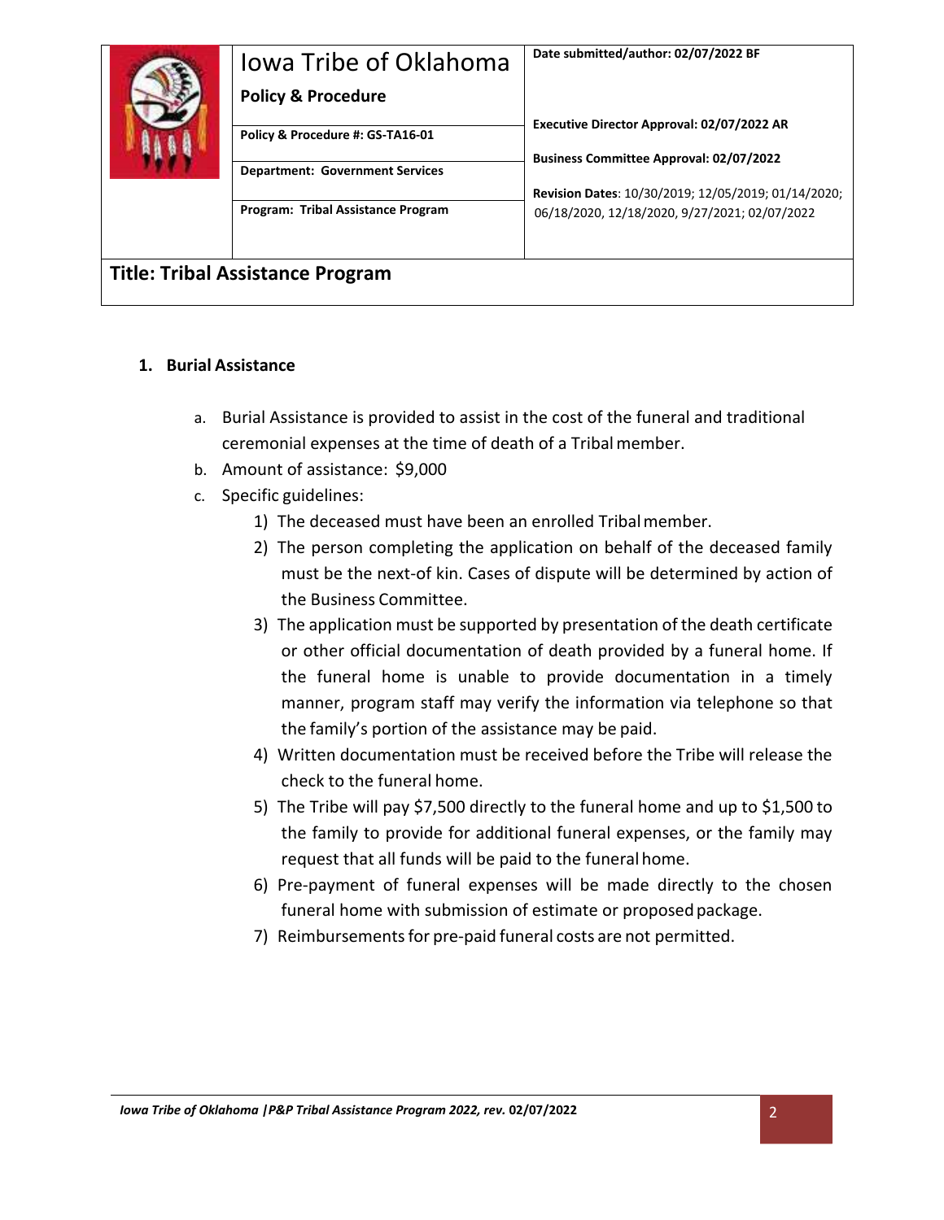| Iowa Tribe of Oklahoma<br>**Policy & Procedure** | **Date submitted/author: 02/07/2022 BF** |
|---|---|
| **Policy & Procedure #: GS-TA16-01** | **Executive Director Approval: 02/07/2022 AR** |
| **Department: Government Services** | **Business Committee Approval: 02/07/2022** |
| **Program: Tribal Assistance Program** | **Revision Dates**: 10/30/2019; 12/05/2019; 01/14/2020; 06/18/2020, 12/18/2020, 9/27/2021; 02/07/2022 |

## Title: Tribal Assistance Program

### 1. Burial Assistance

a. Burial Assistance is provided to assist in the cost of the funeral and traditional ceremonial expenses at the time of death of a Tribal member.

b. Amount of assistance: $9,000

c. Specific guidelines:

1) The deceased must have been an enrolled Tribal member.
2) The person completing the application on behalf of the deceased family must be the next-of kin. Cases of dispute will be determined by action of the Business Committee.
3) The application must be supported by presentation of the death certificate or other official documentation of death provided by a funeral home. If the funeral home is unable to provide documentation in a timely manner, program staff may verify the information via telephone so that the family's portion of the assistance may be paid.
4) Written documentation must be received before the Tribe will release the check to the funeral home.
5) The Tribe will pay $7,500 directly to the funeral home and up to $1,500 to the family to provide for additional funeral expenses, or the family may request that all funds will be paid to the funeral home.
6) Pre-payment of funeral expenses will be made directly to the chosen funeral home with submission of estimate or proposed package.
7) Reimbursements for pre-paid funeral costs are not permitted.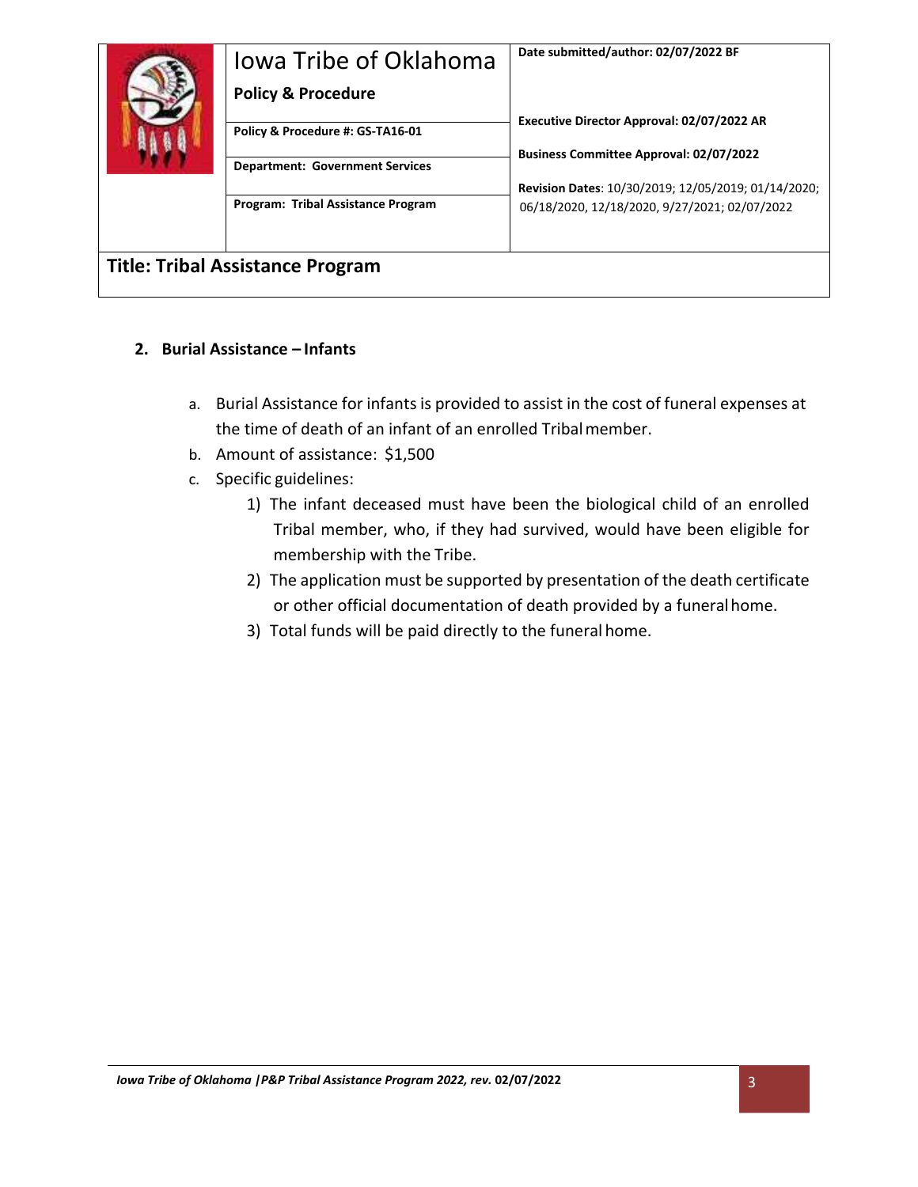## 2. Burial Assistance – Infants

a. Burial Assistance for infants is provided to assist in the cost of funeral expenses at the time of death of an infant of an enrolled Tribal member.

b. Amount of assistance: $1,500

c. Specific guidelines:

   1) The infant deceased must have been the biological child of an enrolled Tribal member, who, if they had survived, would have been eligible for membership with the Tribe.

   2) The application must be supported by presentation of the death certificate or other official documentation of death provided by a funeral home.

   3) Total funds will be paid directly to the funeral home.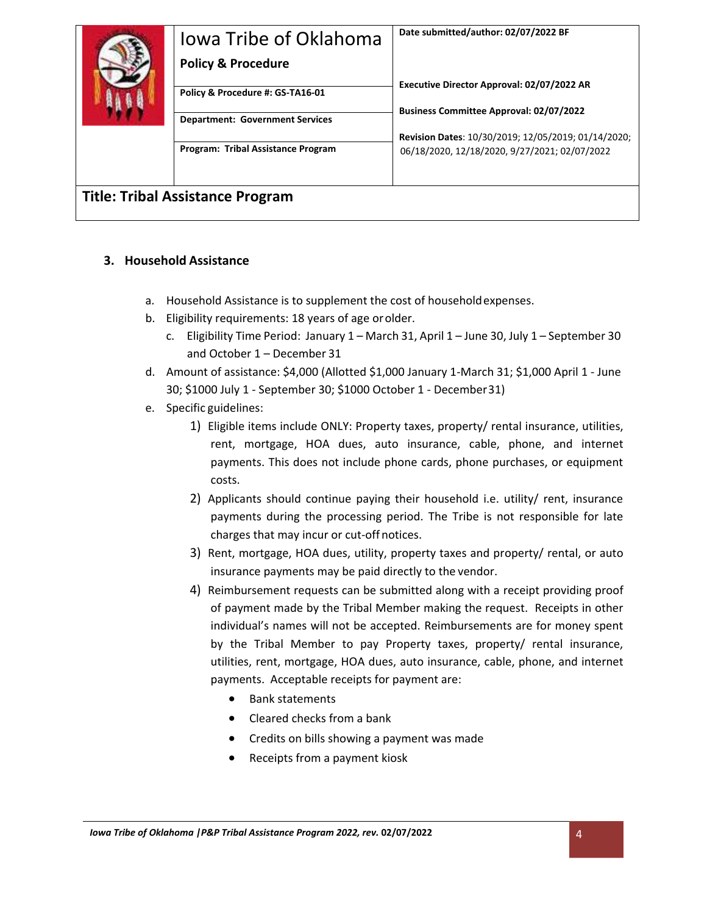| Iowa Tribe of Oklahoma<br>**Policy & Procedure** | **Date submitted/author: 02/07/2022 BF** |
|---|---|
| **Policy & Procedure #: GS-TA16-01** | **Executive Director Approval: 02/07/2022 AR** |
| **Department: Government Services** | **Business Committee Approval: 02/07/2022** |
| **Program: Tribal Assistance Program** | **Revision Dates**: 10/30/2019; 12/05/2019; 01/14/2020; 06/18/2020, 12/18/2020, 9/27/2021; 02/07/2022 |

## Title: Tribal Assistance Program

### 3. Household Assistance

a. Household Assistance is to supplement the cost of household expenses.

b. Eligibility requirements: 18 years of age or older.

c. Eligibility Time Period: January 1 – March 31, April 1 – June 30, July 1 – September 30 and October 1 – December 31

d. Amount of assistance: $4,000 (Allotted $1,000 January 1-March 31; $1,000 April 1 - June 30; $1000 July 1 - September 30; $1000 October 1 - December 31)

e. Specific guidelines:

1) Eligible items include ONLY: Property taxes, property/ rental insurance, utilities, rent, mortgage, HOA dues, auto insurance, cable, phone, and internet payments. This does not include phone cards, phone purchases, or equipment costs.

2) Applicants should continue paying their household i.e. utility/ rent, insurance payments during the processing period. The Tribe is not responsible for late charges that may incur or cut-off notices.

3) Rent, mortgage, HOA dues, utility, property taxes and property/ rental, or auto insurance payments may be paid directly to the vendor.

4) Reimbursement requests can be submitted along with a receipt providing proof of payment made by the Tribal Member making the request. Receipts in other individual's names will not be accepted. Reimbursements are for money spent by the Tribal Member to pay Property taxes, property/ rental insurance, utilities, rent, mortgage, HOA dues, auto insurance, cable, phone, and internet payments. Acceptable receipts for payment are:

   - Bank statements
   - Cleared checks from a bank
   - Credits on bills showing a payment was made
   - Receipts from a payment kiosk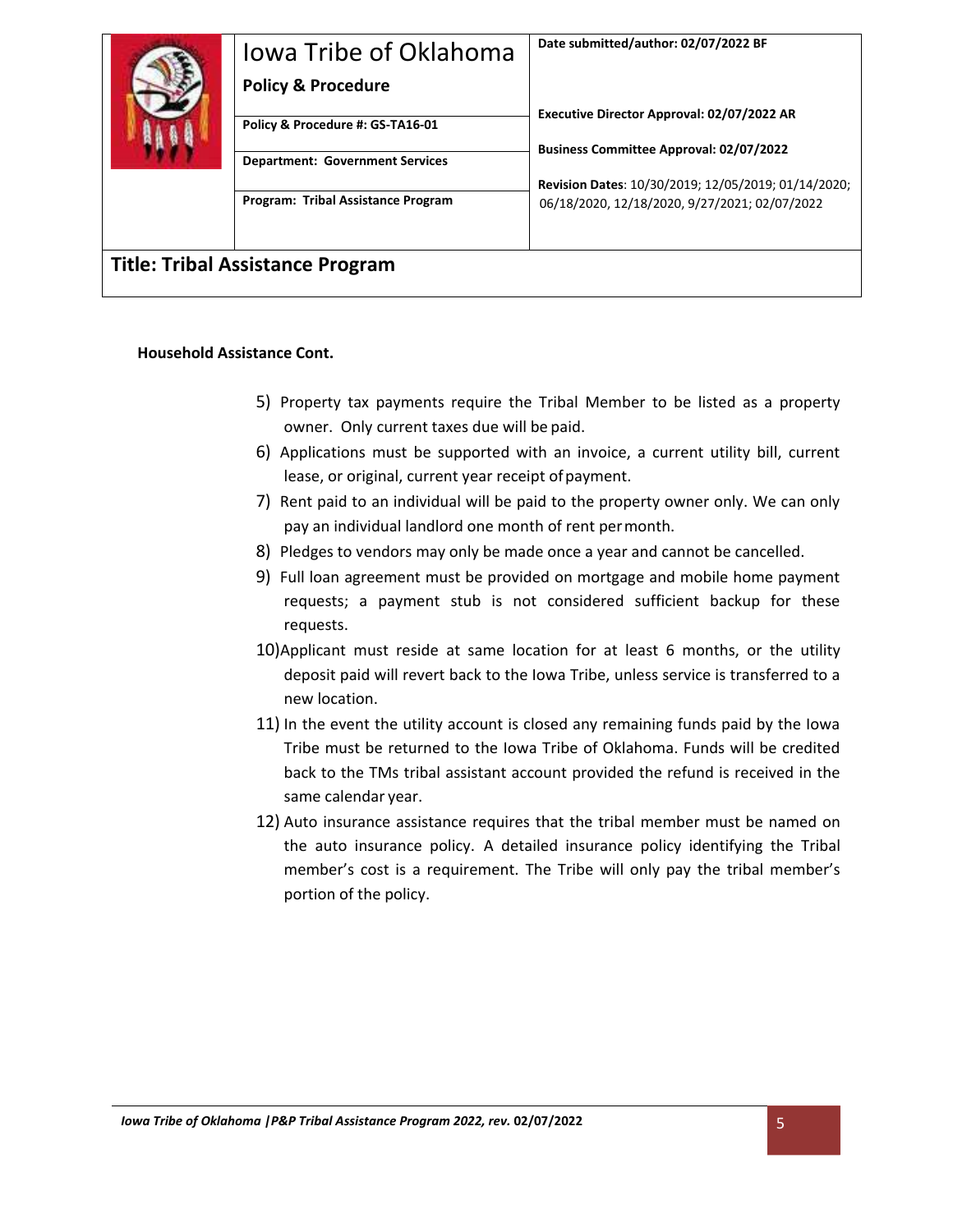| Iowa Tribe of Oklahoma<br>**Policy & Procedure** | **Date submitted/author: 02/07/2022 BF** |
|---|---|
| **Policy & Procedure #: GS-TA16-01** | **Executive Director Approval: 02/07/2022 AR** |
| **Department: Government Services** | **Business Committee Approval: 02/07/2022** |
| **Program: Tribal Assistance Program** | **Revision Dates**: 10/30/2019; 12/05/2019; 01/14/2020; 06/18/2020, 12/18/2020, 9/27/2021; 02/07/2022 |

## Title: Tribal Assistance Program

**Household Assistance Cont.**

5) Property tax payments require the Tribal Member to be listed as a property owner. Only current taxes due will be paid.
6) Applications must be supported with an invoice, a current utility bill, current lease, or original, current year receipt of payment.
7) Rent paid to an individual will be paid to the property owner only. We can only pay an individual landlord one month of rent per month.
8) Pledges to vendors may only be made once a year and cannot be cancelled.
9) Full loan agreement must be provided on mortgage and mobile home payment requests; a payment stub is not considered sufficient backup for these requests.
10) Applicant must reside at same location for at least 6 months, or the utility deposit paid will revert back to the Iowa Tribe, unless service is transferred to a new location.
11) In the event the utility account is closed any remaining funds paid by the Iowa Tribe must be returned to the Iowa Tribe of Oklahoma. Funds will be credited back to the TMs tribal assistant account provided the refund is received in the same calendar year.
12) Auto insurance assistance requires that the tribal member must be named on the auto insurance policy. A detailed insurance policy identifying the Tribal member's cost is a requirement. The Tribe will only pay the tribal member's portion of the policy.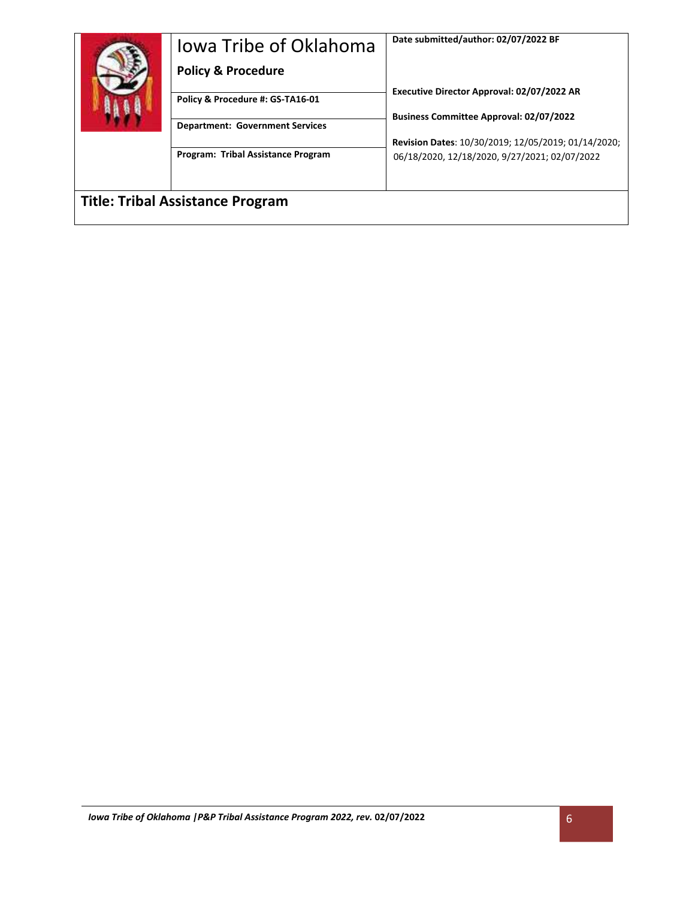| | Iowa Tribe of Oklahoma<br>**Policy & Procedure** | **Date submitted/author: 02/07/2022 BF** |
|---|---|---|
| | **Policy & Procedure #: GS-TA16-01** | **Executive Director Approval: 02/07/2022 AR** |
| | **Department: Government Services** | **Business Committee Approval: 02/07/2022** |
| | **Program: Tribal Assistance Program** | **Revision Dates**: 10/30/2019; 12/05/2019; 01/14/2020; 06/18/2020, 12/18/2020, 9/27/2021; 02/07/2022 |

## Title: Tribal Assistance Program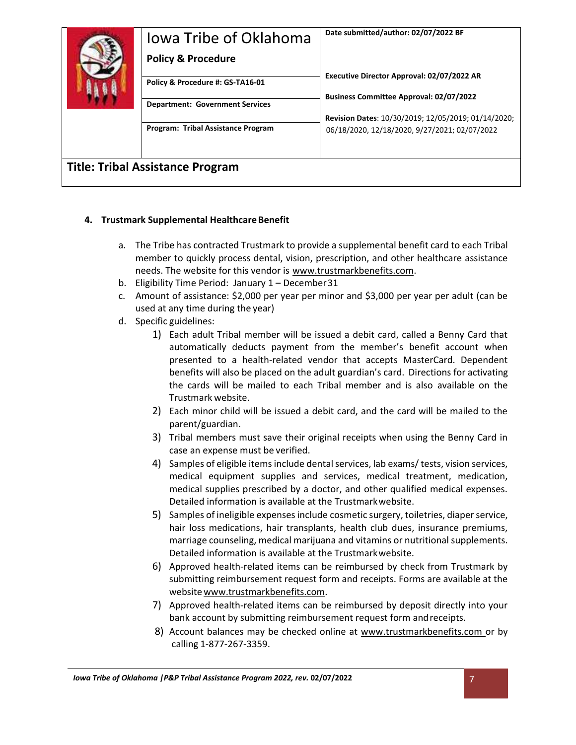| Iowa Tribe of Oklahoma<br>**Policy & Procedure** | **Date submitted/author: 02/07/2022 BF** |
|---|---|
| **Policy & Procedure #: GS-TA16-01** | **Executive Director Approval: 02/07/2022 AR** |
| **Department: Government Services** | **Business Committee Approval: 02/07/2022** |
| **Program: Tribal Assistance Program** | **Revision Dates**: 10/30/2019; 12/05/2019; 01/14/2020; 06/18/2020, 12/18/2020, 9/27/2021; 02/07/2022 |

**Title: Tribal Assistance Program**

4. **Trustmark Supplemental Healthcare Benefit**

   a. The Tribe has contracted Trustmark to provide a supplemental benefit card to each Tribal member to quickly process dental, vision, prescription, and other healthcare assistance needs. The website for this vendor is www.trustmarkbenefits.com.
   
   b. Eligibility Time Period: January 1 – December 31
   
   c. Amount of assistance: $2,000 per year per minor and $3,000 per year per adult (can be used at any time during the year)
   
   d. Specific guidelines:
      1) Each adult Tribal member will be issued a debit card, called a Benny Card that automatically deducts payment from the member's benefit account when presented to a health-related vendor that accepts MasterCard. Dependent benefits will also be placed on the adult guardian's card. Directions for activating the cards will be mailed to each Tribal member and is also available on the Trustmark website.
      2) Each minor child will be issued a debit card, and the card will be mailed to the parent/guardian.
      3) Tribal members must save their original receipts when using the Benny Card in case an expense must be verified.
      4) Samples of eligible items include dental services, lab exams/ tests, vision services, medical equipment supplies and services, medical treatment, medication, medical supplies prescribed by a doctor, and other qualified medical expenses. Detailed information is available at the Trustmark website.
      5) Samples of ineligible expenses include cosmetic surgery, toiletries, diaper service, hair loss medications, hair transplants, health club dues, insurance premiums, marriage counseling, medical marijuana and vitamins or nutritional supplements. Detailed information is available at the Trustmark website.
      6) Approved health-related items can be reimbursed by check from Trustmark by submitting reimbursement request form and receipts. Forms are available at the website www.trustmarkbenefits.com.
      7) Approved health-related items can be reimbursed by deposit directly into your bank account by submitting reimbursement request form and receipts.
      8) Account balances may be checked online at www.trustmarkbenefits.com or by calling 1-877-267-3359.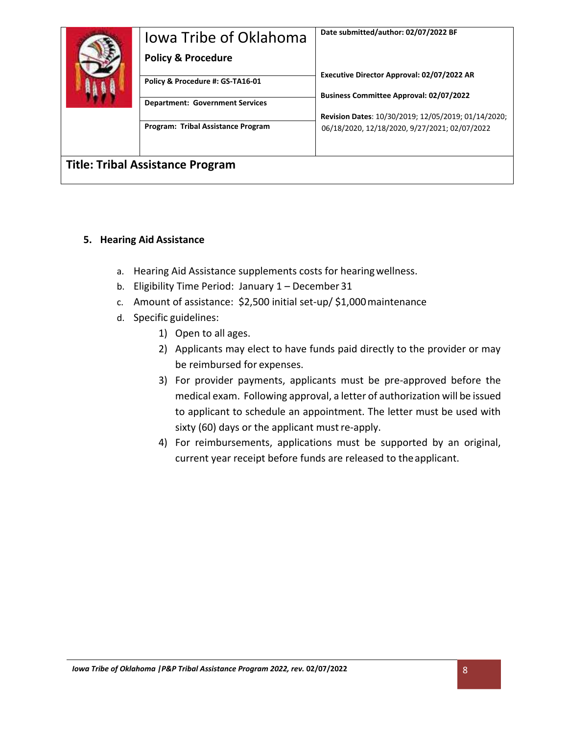| Iowa Tribe of Oklahoma **Policy & Procedure** | **Date submitted/author: 02/07/2022 BF** |
|---|---|
| **Policy & Procedure #: GS-TA16-01** | **Executive Director Approval: 02/07/2022 AR** |
| **Department: Government Services** | **Business Committee Approval: 02/07/2022** |
| **Program: Tribal Assistance Program** | **Revision Dates**: 10/30/2019; 12/05/2019; 01/14/2020; 06/18/2020, 12/18/2020, 9/27/2021; 02/07/2022 |

**Title: Tribal Assistance Program**

## 5. Hearing Aid Assistance

a. Hearing Aid Assistance supplements costs for hearing wellness.

b. Eligibility Time Period: January 1 – December 31

c. Amount of assistance: $2,500 initial set-up/ $1,000 maintenance

d. Specific guidelines:

1) Open to all ages.
2) Applicants may elect to have funds paid directly to the provider or may be reimbursed for expenses.
3) For provider payments, applicants must be pre-approved before the medical exam. Following approval, a letter of authorization will be issued to applicant to schedule an appointment. The letter must be used with sixty (60) days or the applicant must re-apply.
4) For reimbursements, applications must be supported by an original, current year receipt before funds are released to the applicant.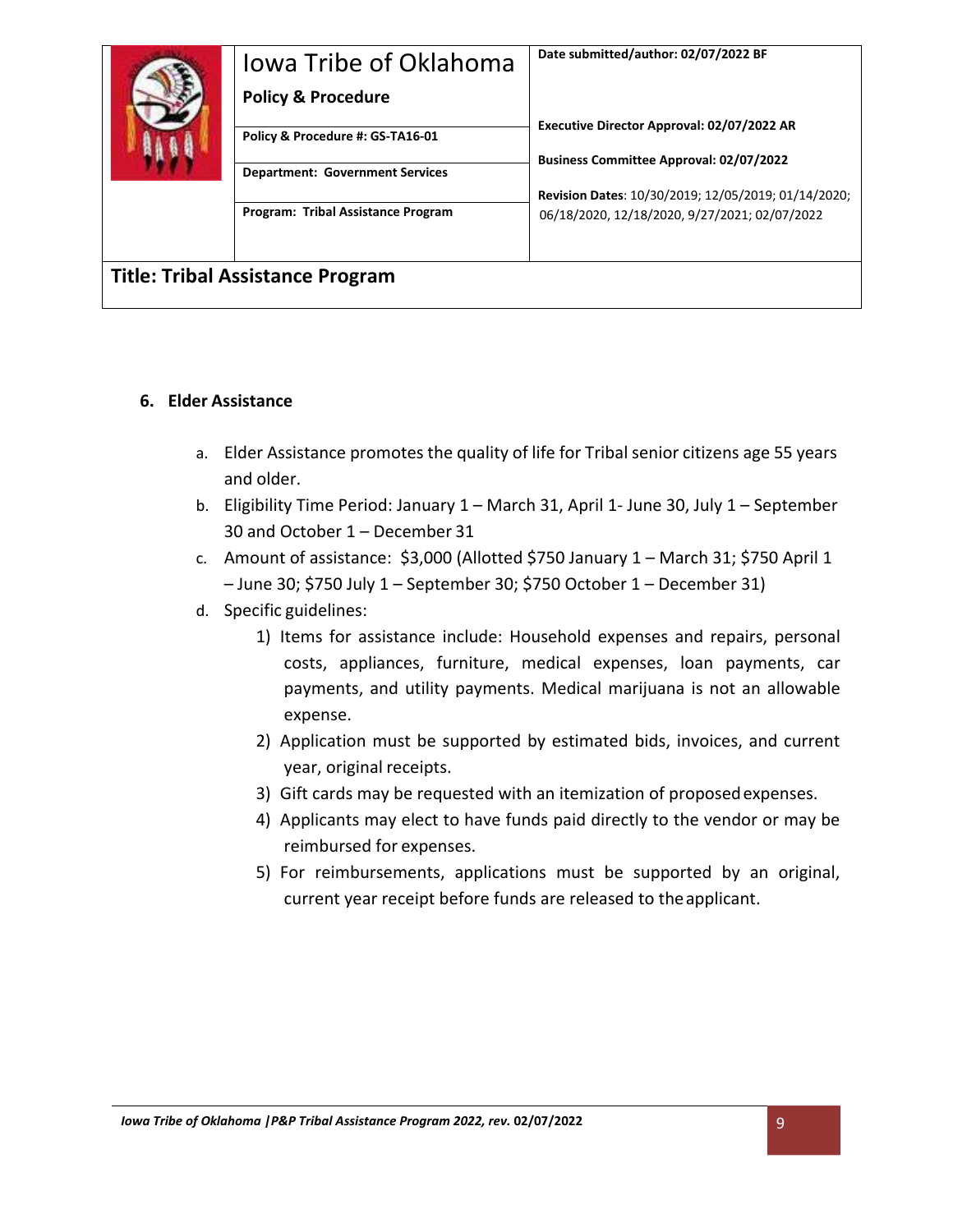| Iowa Tribe of Oklahoma<br>**Policy & Procedure** | **Date submitted/author: 02/07/2022 BF** |
|---|---|
| **Policy & Procedure #: GS-TA16-01** | **Executive Director Approval: 02/07/2022 AR** |
| **Department: Government Services** | **Business Committee Approval: 02/07/2022** |
| **Program: Tribal Assistance Program** | **Revision Dates**: 10/30/2019; 12/05/2019; 01/14/2020; 06/18/2020, 12/18/2020, 9/27/2021; 02/07/2022 |

**Title: Tribal Assistance Program**

### 6. Elder Assistance

a. Elder Assistance promotes the quality of life for Tribal senior citizens age 55 years and older.

b. Eligibility Time Period: January 1 – March 31, April 1- June 30, July 1 – September 30 and October 1 – December 31

c. Amount of assistance: $3,000 (Allotted $750 January 1 – March 31; $750 April 1 – June 30; $750 July 1 – September 30; $750 October 1 – December 31)

d. Specific guidelines:

1) Items for assistance include: Household expenses and repairs, personal costs, appliances, furniture, medical expenses, loan payments, car payments, and utility payments. Medical marijuana is not an allowable expense.
2) Application must be supported by estimated bids, invoices, and current year, original receipts.
3) Gift cards may be requested with an itemization of proposed expenses.
4) Applicants may elect to have funds paid directly to the vendor or may be reimbursed for expenses.
5) For reimbursements, applications must be supported by an original, current year receipt before funds are released to the applicant.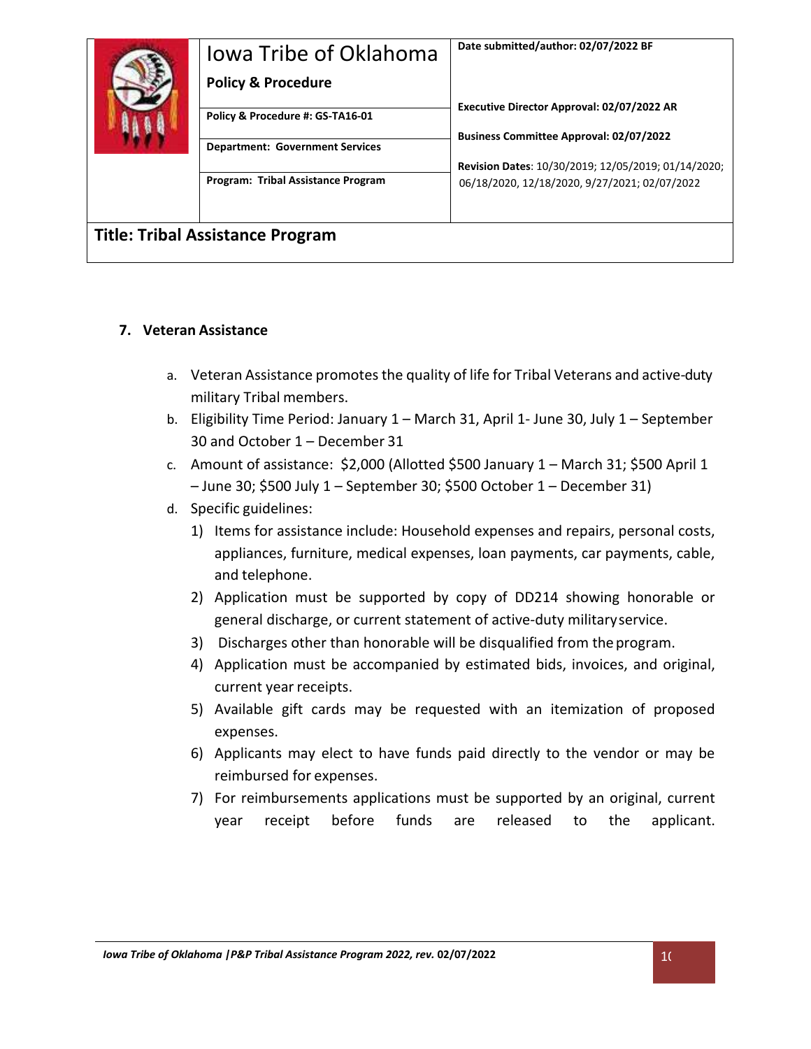| Iowa Tribe of Oklahoma<br>**Policy & Procedure** | **Date submitted/author: 02/07/2022 BF** |
| --- | --- |
| **Policy & Procedure #: GS-TA16-01** | **Executive Director Approval: 02/07/2022 AR** |
| **Department: Government Services** | **Business Committee Approval: 02/07/2022** |
| **Program: Tribal Assistance Program** | **Revision Dates**: 10/30/2019; 12/05/2019; 01/14/2020; 06/18/2020, 12/18/2020, 9/27/2021; 02/07/2022 |

**Title: Tribal Assistance Program**

## 7. Veteran Assistance

a. Veteran Assistance promotes the quality of life for Tribal Veterans and active-duty military Tribal members.

b. Eligibility Time Period: January 1 – March 31, April 1- June 30, July 1 – September 30 and October 1 – December 31

c. Amount of assistance: $2,000 (Allotted $500 January 1 – March 31; $500 April 1 – June 30; $500 July 1 – September 30; $500 October 1 – December 31)

d. Specific guidelines:

1) Items for assistance include: Household expenses and repairs, personal costs, appliances, furniture, medical expenses, loan payments, car payments, cable, and telephone.
2) Application must be supported by copy of DD214 showing honorable or general discharge, or current statement of active-duty military service.
3) Discharges other than honorable will be disqualified from the program.
4) Application must be accompanied by estimated bids, invoices, and original, current year receipts.
5) Available gift cards may be requested with an itemization of proposed expenses.
6) Applicants may elect to have funds paid directly to the vendor or may be reimbursed for expenses.
7) For reimbursements applications must be supported by an original, current year receipt before funds are released to the applicant.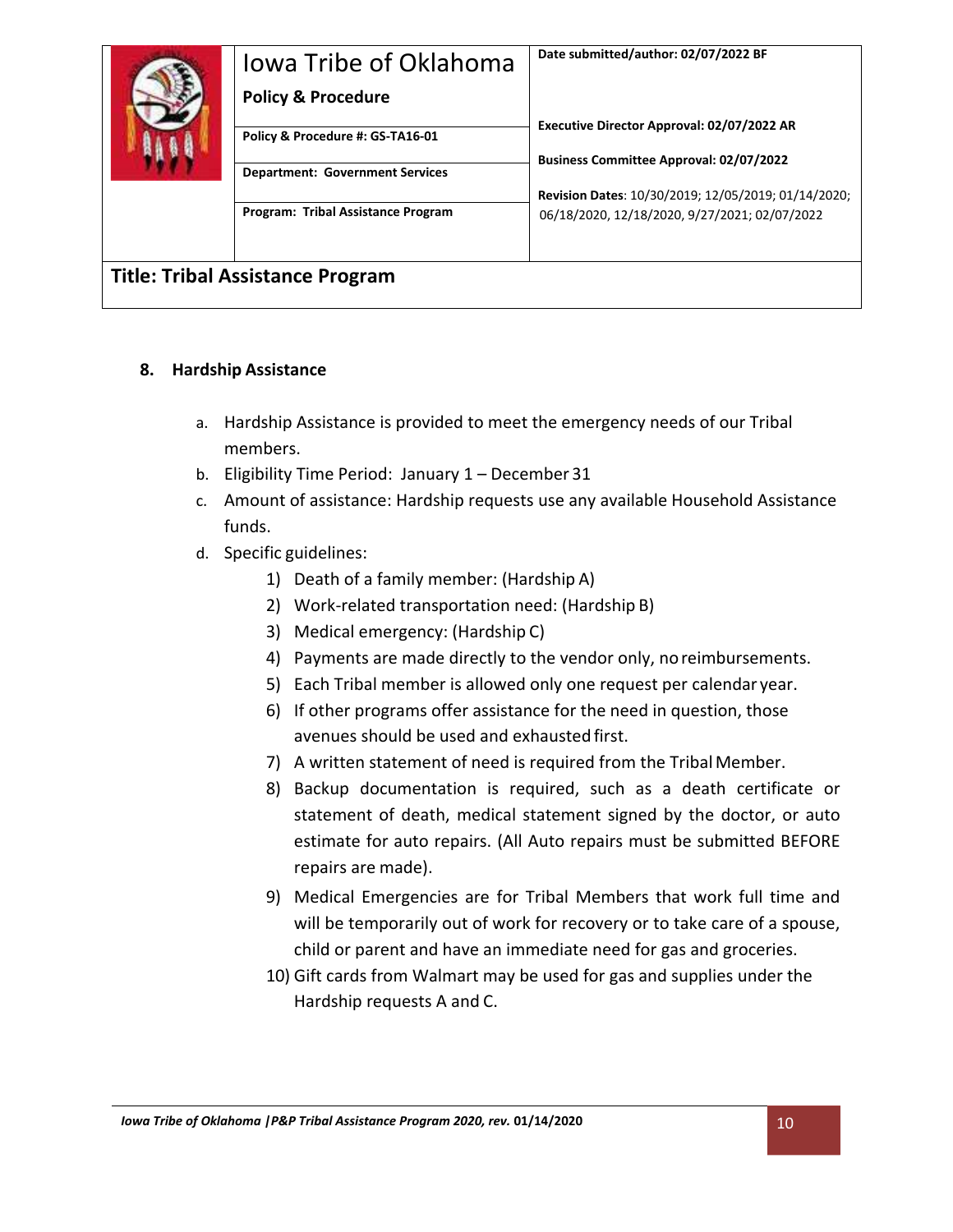| Iowa Tribe of Oklahoma<br>**Policy & Procedure** | **Date submitted/author: 02/07/2022 BF** |
|---|---|
| **Policy & Procedure #: GS-TA16-01** | **Executive Director Approval: 02/07/2022 AR** |
| **Department: Government Services** | **Business Committee Approval: 02/07/2022** |
| **Program: Tribal Assistance Program** | **Revision Dates**: 10/30/2019; 12/05/2019; 01/14/2020; 06/18/2020, 12/18/2020, 9/27/2021; 02/07/2022 |

**Title: Tribal Assistance Program**

## 8. Hardship Assistance

a. Hardship Assistance is provided to meet the emergency needs of our Tribal members.

b. Eligibility Time Period: January 1 – December 31

c. Amount of assistance: Hardship requests use any available Household Assistance funds.

d. Specific guidelines:

1) Death of a family member: (Hardship A)
2) Work-related transportation need: (Hardship B)
3) Medical emergency: (Hardship C)
4) Payments are made directly to the vendor only, no reimbursements.
5) Each Tribal member is allowed only one request per calendar year.
6) If other programs offer assistance for the need in question, those avenues should be used and exhausted first.
7) A written statement of need is required from the Tribal Member.
8) Backup documentation is required, such as a death certificate or statement of death, medical statement signed by the doctor, or auto estimate for auto repairs. (All Auto repairs must be submitted BEFORE repairs are made).
9) Medical Emergencies are for Tribal Members that work full time and will be temporarily out of work for recovery or to take care of a spouse, child or parent and have an immediate need for gas and groceries.
10) Gift cards from Walmart may be used for gas and supplies under the Hardship requests A and C.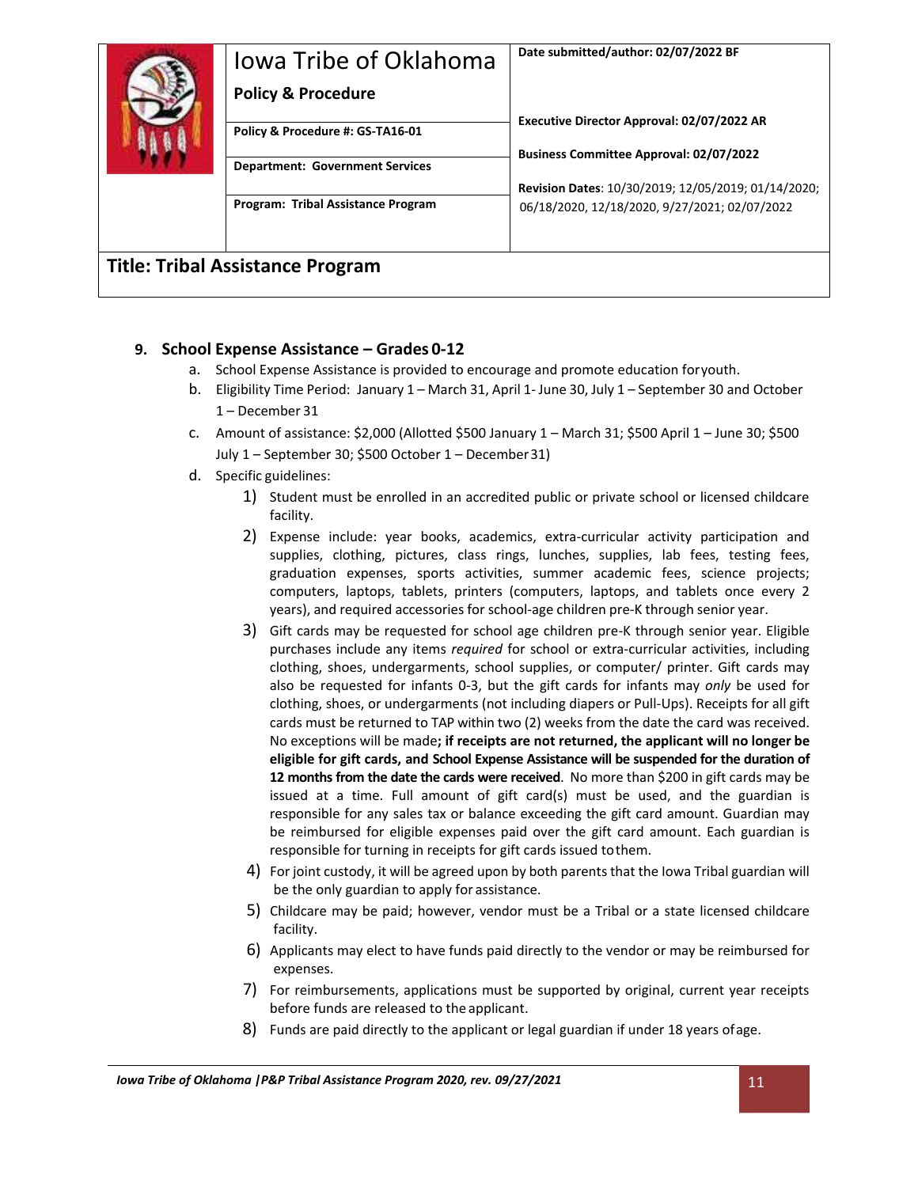| | Iowa Tribe of Oklahoma<br>**Policy & Procedure** | **Date submitted/author: 02/07/2022 BF** |
|---|---|---|
| | **Policy & Procedure #: GS-TA16-01** | **Executive Director Approval: 02/07/2022 AR** |
| | **Department: Government Services** | **Business Committee Approval: 02/07/2022** |
| | **Program: Tribal Assistance Program** | **Revision Dates**: 10/30/2019; 12/05/2019; 01/14/2020; 06/18/2020, 12/18/2020, 9/27/2021; 02/07/2022 |

## Title: Tribal Assistance Program

### 9. School Expense Assistance – Grades 0-12

a. School Expense Assistance is provided to encourage and promote education for youth.

b. Eligibility Time Period: January 1 – March 31, April 1- June 30, July 1 – September 30 and October 1 – December 31

c. Amount of assistance: $2,000 (Allotted $500 January 1 – March 31; $500 April 1 – June 30; $500 July 1 – September 30; $500 October 1 – December 31)

d. Specific guidelines:

1) Student must be enrolled in an accredited public or private school or licensed childcare facility.
2) Expense include: year books, academics, extra-curricular activity participation and supplies, clothing, pictures, class rings, lunches, supplies, lab fees, testing fees, graduation expenses, sports activities, summer academic fees, science projects; computers, laptops, tablets, printers (computers, laptops, and tablets once every 2 years), and required accessories for school-age children pre-K through senior year.
3) Gift cards may be requested for school age children pre-K through senior year. Eligible purchases include any items *required* for school or extra-curricular activities, including clothing, shoes, undergarments, school supplies, or computer/ printer. Gift cards may also be requested for infants 0-3, but the gift cards for infants may *only* be used for clothing, shoes, or undergarments (not including diapers or Pull-Ups). Receipts for all gift cards must be returned to TAP within two (2) weeks from the date the card was received. No exceptions will be made**; if receipts are not returned, the applicant will no longer be eligible for gift cards, and School Expense Assistance will be suspended for the duration of 12 months from the date the cards were received**. No more than $200 in gift cards may be issued at a time. Full amount of gift card(s) must be used, and the guardian is responsible for any sales tax or balance exceeding the gift card amount. Guardian may be reimbursed for eligible expenses paid over the gift card amount. Each guardian is responsible for turning in receipts for gift cards issued to them.
4) For joint custody, it will be agreed upon by both parents that the Iowa Tribal guardian will be the only guardian to apply for assistance.
5) Childcare may be paid; however, vendor must be a Tribal or a state licensed childcare facility.
6) Applicants may elect to have funds paid directly to the vendor or may be reimbursed for expenses.
7) For reimbursements, applications must be supported by original, current year receipts before funds are released to the applicant.
8) Funds are paid directly to the applicant or legal guardian if under 18 years of age.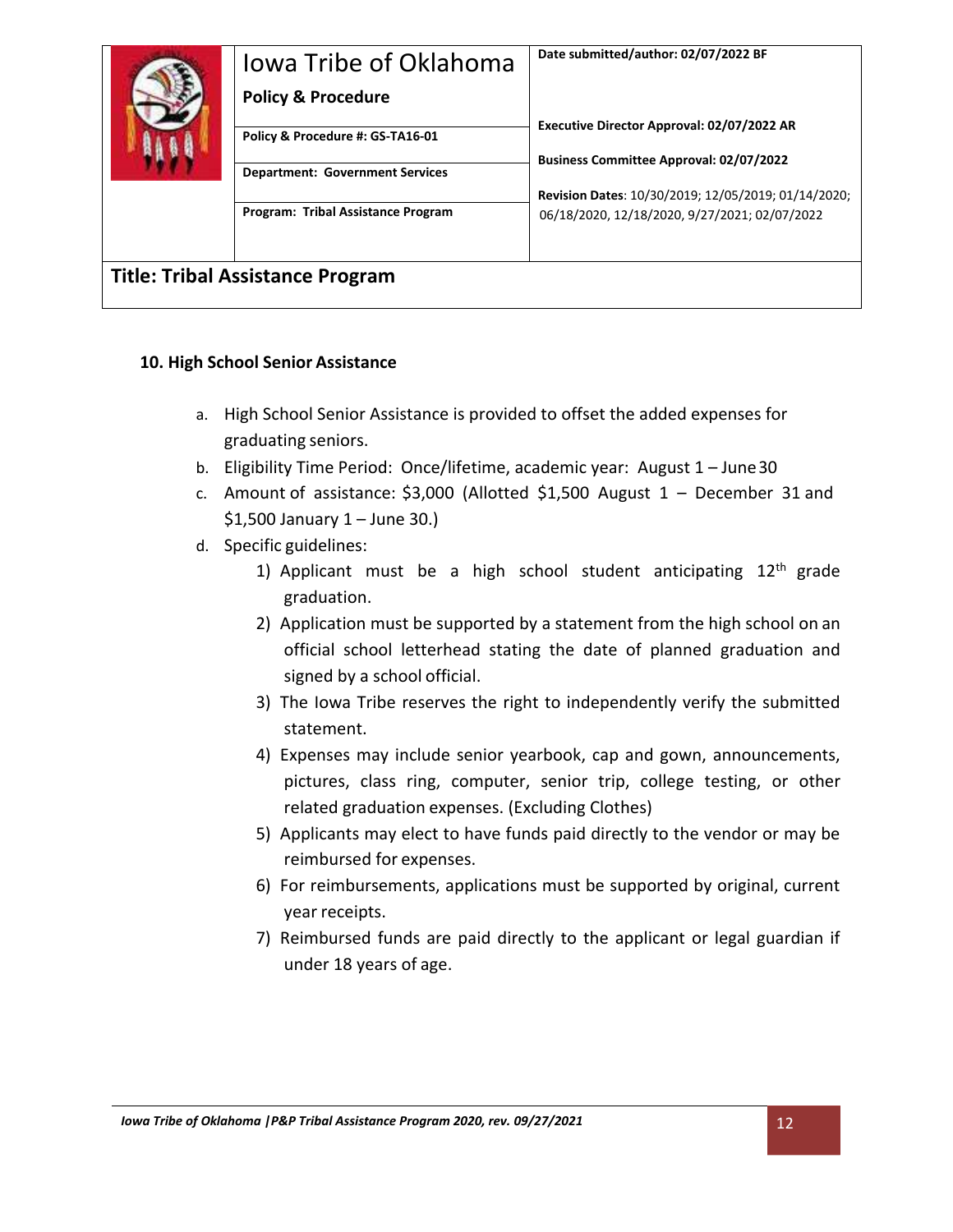| Iowa Tribe of Oklahoma<br>**Policy & Procedure** | **Date submitted/author: 02/07/2022 BF** |
|---|---|
| **Policy & Procedure #: GS-TA16-01** | **Executive Director Approval: 02/07/2022 AR** |
| **Department: Government Services** | **Business Committee Approval: 02/07/2022** |
| **Program: Tribal Assistance Program** | **Revision Dates**: 10/30/2019; 12/05/2019; 01/14/2020; 06/18/2020, 12/18/2020, 9/27/2021; 02/07/2022 |

**Title: Tribal Assistance Program**

### 10. High School Senior Assistance

a. High School Senior Assistance is provided to offset the added expenses for graduating seniors.

b. Eligibility Time Period: Once/lifetime, academic year: August 1 – June 30

c. Amount of assistance: $3,000 (Allotted $1,500 August 1 – December 31 and $1,500 January 1 – June 30.)

d. Specific guidelines:

   1) Applicant must be a high school student anticipating 12th grade graduation.
   2) Application must be supported by a statement from the high school on an official school letterhead stating the date of planned graduation and signed by a school official.
   3) The Iowa Tribe reserves the right to independently verify the submitted statement.
   4) Expenses may include senior yearbook, cap and gown, announcements, pictures, class ring, computer, senior trip, college testing, or other related graduation expenses. (Excluding Clothes)
   5) Applicants may elect to have funds paid directly to the vendor or may be reimbursed for expenses.
   6) For reimbursements, applications must be supported by original, current year receipts.
   7) Reimbursed funds are paid directly to the applicant or legal guardian if under 18 years of age.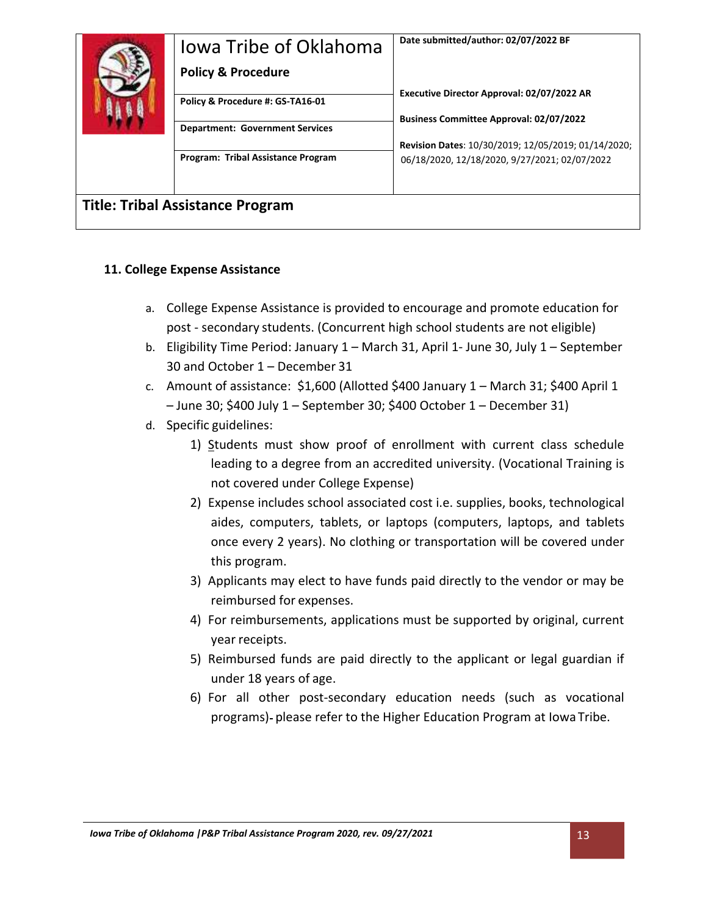| Iowa Tribe of Oklahoma<br>**Policy & Procedure** | **Date submitted/author: 02/07/2022 BF** |
| --- | --- |
| **Policy & Procedure #: GS-TA16-01** | **Executive Director Approval: 02/07/2022 AR** |
| **Department: Government Services** | **Business Committee Approval: 02/07/2022** |
| **Program: Tribal Assistance Program** | **Revision Dates**: 10/30/2019; 12/05/2019; 01/14/2020; 06/18/2020, 12/18/2020, 9/27/2021; 02/07/2022 |

**Title: Tribal Assistance Program**

### 11. College Expense Assistance

a. College Expense Assistance is provided to encourage and promote education for post - secondary students. (Concurrent high school students are not eligible)

b. Eligibility Time Period: January 1 – March 31, April 1- June 30, July 1 – September 30 and October 1 – December 31

c. Amount of assistance: $1,600 (Allotted $400 January 1 – March 31; $400 April 1 – June 30; $400 July 1 – September 30; $400 October 1 – December 31)

d. Specific guidelines:

1) Students must show proof of enrollment with current class schedule leading to a degree from an accredited university. (Vocational Training is not covered under College Expense)
2) Expense includes school associated cost i.e. supplies, books, technological aides, computers, tablets, or laptops (computers, laptops, and tablets once every 2 years). No clothing or transportation will be covered under this program.
3) Applicants may elect to have funds paid directly to the vendor or may be reimbursed for expenses.
4) For reimbursements, applications must be supported by original, current year receipts.
5) Reimbursed funds are paid directly to the applicant or legal guardian if under 18 years of age.
6) For all other post-secondary education needs (such as vocational programs)- please refer to the Higher Education Program at Iowa Tribe.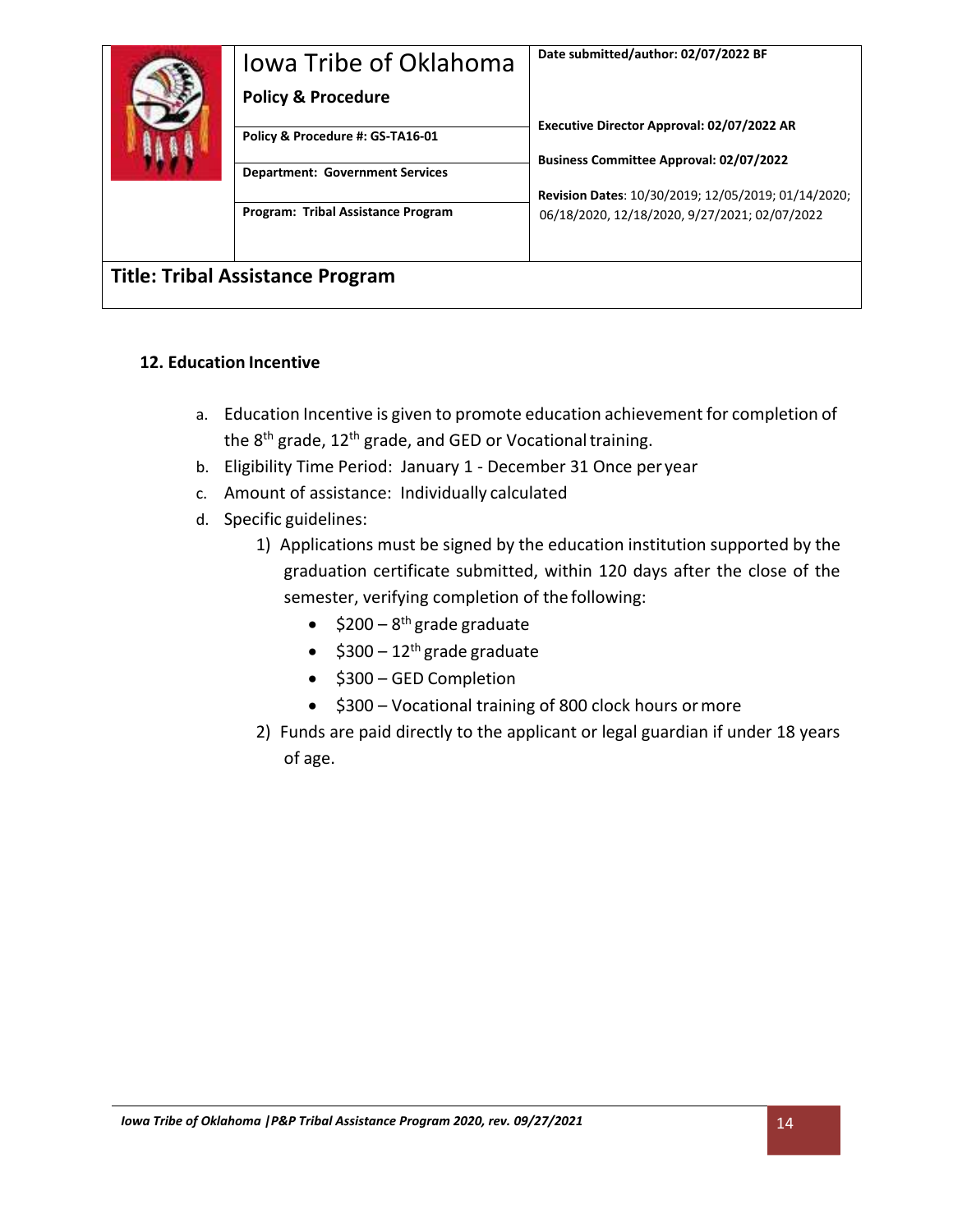| Iowa Tribe of Oklahoma<br>**Policy & Procedure** | **Date submitted/author: 02/07/2022 BF** |
|---|---|
| **Policy & Procedure #: GS-TA16-01** | **Executive Director Approval: 02/07/2022 AR** |
| **Department: Government Services** | **Business Committee Approval: 02/07/2022** |
| **Program: Tribal Assistance Program** | **Revision Dates**: 10/30/2019; 12/05/2019; 01/14/2020; 06/18/2020, 12/18/2020, 9/27/2021; 02/07/2022 |

**Title: Tribal Assistance Program**

### 12. Education Incentive

a. Education Incentive is given to promote education achievement for completion of the 8th grade, 12th grade, and GED or Vocational training.

b. Eligibility Time Period: January 1 - December 31 Once per year

c. Amount of assistance: Individually calculated

d. Specific guidelines:

1) Applications must be signed by the education institution supported by the graduation certificate submitted, within 120 days after the close of the semester, verifying completion of the following:
   - $200 – 8th grade graduate
   - $300 – 12th grade graduate
   - $300 – GED Completion
   - $300 – Vocational training of 800 clock hours or more

2) Funds are paid directly to the applicant or legal guardian if under 18 years of age.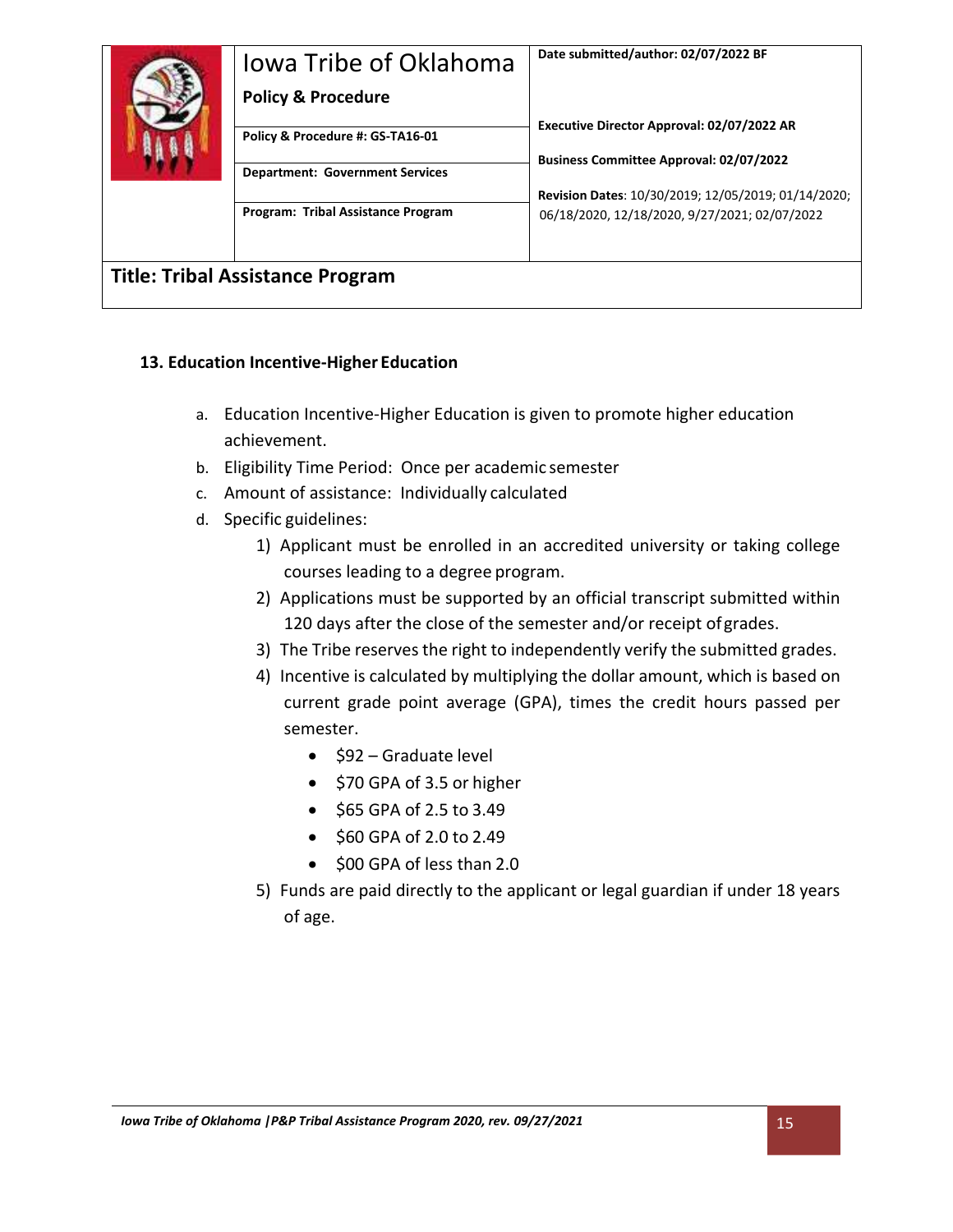| Iowa Tribe of Oklahoma<br>**Policy & Procedure** | **Date submitted/author: 02/07/2022 BF** |
|---|---|
| **Policy & Procedure #: GS-TA16-01** | **Executive Director Approval: 02/07/2022 AR** |
| **Department: Government Services** | **Business Committee Approval: 02/07/2022** |
| **Program: Tribal Assistance Program** | **Revision Dates**: 10/30/2019; 12/05/2019; 01/14/2020; 06/18/2020, 12/18/2020, 9/27/2021; 02/07/2022 |

**Title: Tribal Assistance Program**

### 13. Education Incentive-Higher Education

a. Education Incentive-Higher Education is given to promote higher education achievement.

b. Eligibility Time Period: Once per academic semester

c. Amount of assistance: Individually calculated

d. Specific guidelines:

   1) Applicant must be enrolled in an accredited university or taking college courses leading to a degree program.
   2) Applications must be supported by an official transcript submitted within 120 days after the close of the semester and/or receipt of grades.
   3) The Tribe reserves the right to independently verify the submitted grades.
   4) Incentive is calculated by multiplying the dollar amount, which is based on current grade point average (GPA), times the credit hours passed per semester.
      - $92 – Graduate level
      - $70 GPA of 3.5 or higher
      - $65 GPA of 2.5 to 3.49
      - $60 GPA of 2.0 to 2.49
      - $00 GPA of less than 2.0
   5) Funds are paid directly to the applicant or legal guardian if under 18 years of age.